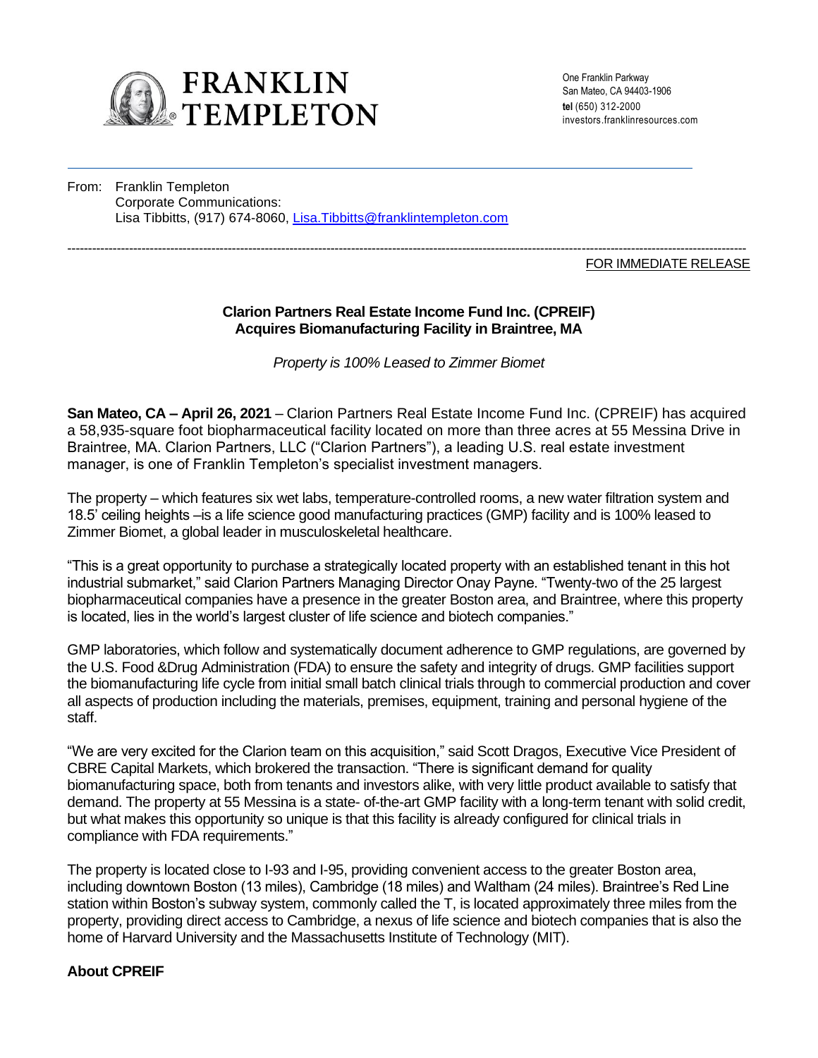FRANKLIN TEMPLETON

One Franklin Parkway
San Mateo, CA 94403-1906
**tel** (650) 312-2000
investors.franklinresources.com

From: Franklin Templeton
Corporate Communications:
Lisa Tibbitts, (917) 674-8060, Lisa.Tibbitts@franklintempleton.com

FOR IMMEDIATE RELEASE

**Clarion Partners Real Estate Income Fund Inc. (CPREIF) Acquires Biomanufacturing Facility in Braintree, MA**

*Property is 100% Leased to Zimmer Biomet*

**San Mateo, CA – April 26, 2021** – Clarion Partners Real Estate Income Fund Inc. (CPREIF) has acquired a 58,935-square foot biopharmaceutical facility located on more than three acres at 55 Messina Drive in Braintree, MA. Clarion Partners, LLC ("Clarion Partners"), a leading U.S. real estate investment manager, is one of Franklin Templeton's specialist investment managers.

The property – which features six wet labs, temperature-controlled rooms, a new water filtration system and 18.5' ceiling heights –is a life science good manufacturing practices (GMP) facility and is 100% leased to Zimmer Biomet, a global leader in musculoskeletal healthcare.

"This is a great opportunity to purchase a strategically located property with an established tenant in this hot industrial submarket," said Clarion Partners Managing Director Onay Payne. "Twenty-two of the 25 largest biopharmaceutical companies have a presence in the greater Boston area, and Braintree, where this property is located, lies in the world's largest cluster of life science and biotech companies."

GMP laboratories, which follow and systematically document adherence to GMP regulations, are governed by the U.S. Food &Drug Administration (FDA) to ensure the safety and integrity of drugs. GMP facilities support the biomanufacturing life cycle from initial small batch clinical trials through to commercial production and cover all aspects of production including the materials, premises, equipment, training and personal hygiene of the staff.

"We are very excited for the Clarion team on this acquisition," said Scott Dragos, Executive Vice President of CBRE Capital Markets, which brokered the transaction. "There is significant demand for quality biomanufacturing space, both from tenants and investors alike, with very little product available to satisfy that demand. The property at 55 Messina is a state- of-the-art GMP facility with a long-term tenant with solid credit, but what makes this opportunity so unique is that this facility is already configured for clinical trials in compliance with FDA requirements."

The property is located close to I-93 and I-95, providing convenient access to the greater Boston area, including downtown Boston (13 miles), Cambridge (18 miles) and Waltham (24 miles). Braintree's Red Line station within Boston's subway system, commonly called the T, is located approximately three miles from the property, providing direct access to Cambridge, a nexus of life science and biotech companies that is also the home of Harvard University and the Massachusetts Institute of Technology (MIT).

**About CPREIF**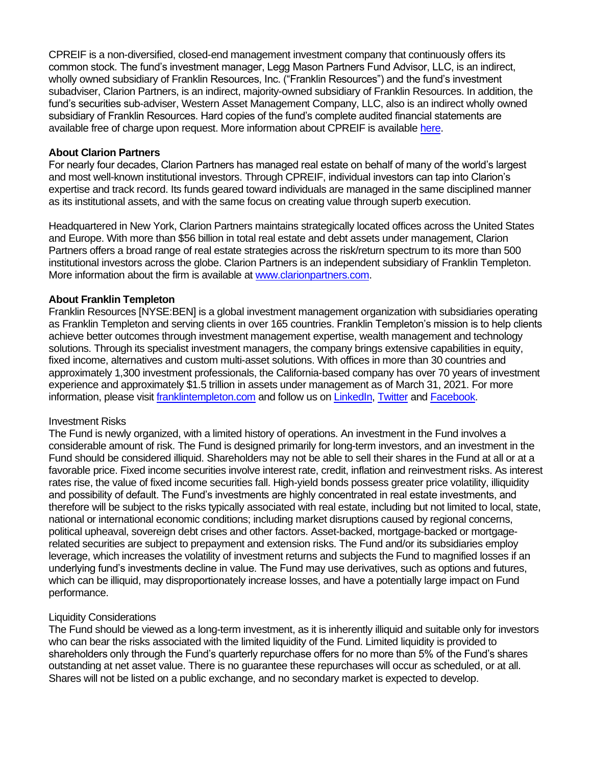CPREIF is a non-diversified, closed-end management investment company that continuously offers its common stock. The fund's investment manager, Legg Mason Partners Fund Advisor, LLC, is an indirect, wholly owned subsidiary of Franklin Resources, Inc. ("Franklin Resources") and the fund's investment subadviser, Clarion Partners, is an indirect, majority-owned subsidiary of Franklin Resources. In addition, the fund's securities sub-adviser, Western Asset Management Company, LLC, also is an indirect wholly owned subsidiary of Franklin Resources. Hard copies of the fund's complete audited financial statements are available free of charge upon request. More information about CPREIF is available [here](here).

**About Clarion Partners**

For nearly four decades, Clarion Partners has managed real estate on behalf of many of the world's largest and most well-known institutional investors. Through CPREIF, individual investors can tap into Clarion's expertise and track record. Its funds geared toward individuals are managed in the same disciplined manner as its institutional assets, and with the same focus on creating value through superb execution.

Headquartered in New York, Clarion Partners maintains strategically located offices across the United States and Europe. With more than $56 billion in total real estate and debt assets under management, Clarion Partners offers a broad range of real estate strategies across the risk/return spectrum to its more than 500 institutional investors across the globe. Clarion Partners is an independent subsidiary of Franklin Templeton. More information about the firm is available at [www.clarionpartners.com](www.clarionpartners.com).

**About Franklin Templeton**

Franklin Resources [NYSE:BEN] is a global investment management organization with subsidiaries operating as Franklin Templeton and serving clients in over 165 countries. Franklin Templeton's mission is to help clients achieve better outcomes through investment management expertise, wealth management and technology solutions. Through its specialist investment managers, the company brings extensive capabilities in equity, fixed income, alternatives and custom multi-asset solutions. With offices in more than 30 countries and approximately 1,300 investment professionals, the California-based company has over 70 years of investment experience and approximately $1.5 trillion in assets under management as of March 31, 2021. For more information, please visit [franklintempleton.com](franklintempleton.com) and follow us on [LinkedIn](LinkedIn), [Twitter](Twitter) and [Facebook](Facebook).

Investment Risks

The Fund is newly organized, with a limited history of operations. An investment in the Fund involves a considerable amount of risk. The Fund is designed primarily for long-term investors, and an investment in the Fund should be considered illiquid. Shareholders may not be able to sell their shares in the Fund at all or at a favorable price. Fixed income securities involve interest rate, credit, inflation and reinvestment risks. As interest rates rise, the value of fixed income securities fall. High-yield bonds possess greater price volatility, illiquidity and possibility of default. The Fund's investments are highly concentrated in real estate investments, and therefore will be subject to the risks typically associated with real estate, including but not limited to local, state, national or international economic conditions; including market disruptions caused by regional concerns, political upheaval, sovereign debt crises and other factors. Asset-backed, mortgage-backed or mortgage-related securities are subject to prepayment and extension risks. The Fund and/or its subsidiaries employ leverage, which increases the volatility of investment returns and subjects the Fund to magnified losses if an underlying fund's investments decline in value. The Fund may use derivatives, such as options and futures, which can be illiquid, may disproportionately increase losses, and have a potentially large impact on Fund performance.

Liquidity Considerations

The Fund should be viewed as a long-term investment, as it is inherently illiquid and suitable only for investors who can bear the risks associated with the limited liquidity of the Fund. Limited liquidity is provided to shareholders only through the Fund's quarterly repurchase offers for no more than 5% of the Fund's shares outstanding at net asset value. There is no guarantee these repurchases will occur as scheduled, or at all. Shares will not be listed on a public exchange, and no secondary market is expected to develop.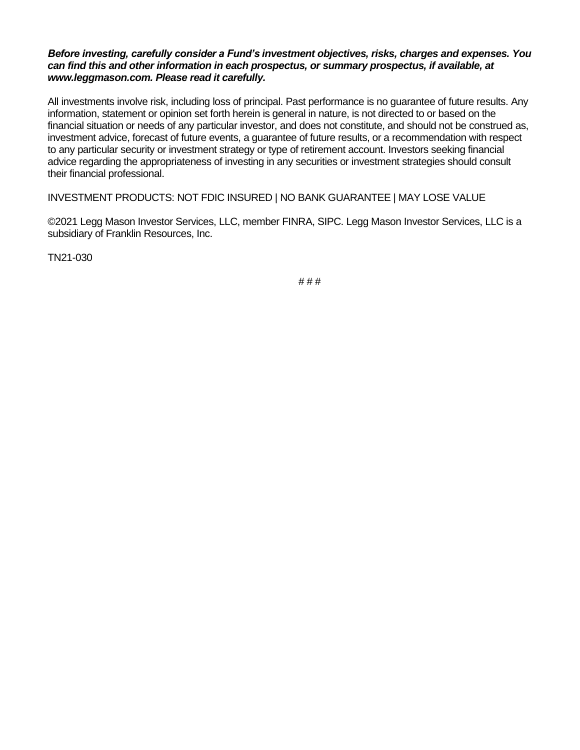***Before investing, carefully consider a Fund's investment objectives, risks, charges and expenses. You can find this and other information in each prospectus, or summary prospectus, if available, at www.leggmason.com. Please read it carefully.***

All investments involve risk, including loss of principal. Past performance is no guarantee of future results. Any information, statement or opinion set forth herein is general in nature, is not directed to or based on the financial situation or needs of any particular investor, and does not constitute, and should not be construed as, investment advice, forecast of future events, a guarantee of future results, or a recommendation with respect to any particular security or investment strategy or type of retirement account. Investors seeking financial advice regarding the appropriateness of investing in any securities or investment strategies should consult their financial professional.

INVESTMENT PRODUCTS: NOT FDIC INSURED | NO BANK GUARANTEE | MAY LOSE VALUE

©2021 Legg Mason Investor Services, LLC, member FINRA, SIPC. Legg Mason Investor Services, LLC is a subsidiary of Franklin Resources, Inc.

TN21-030

# # #